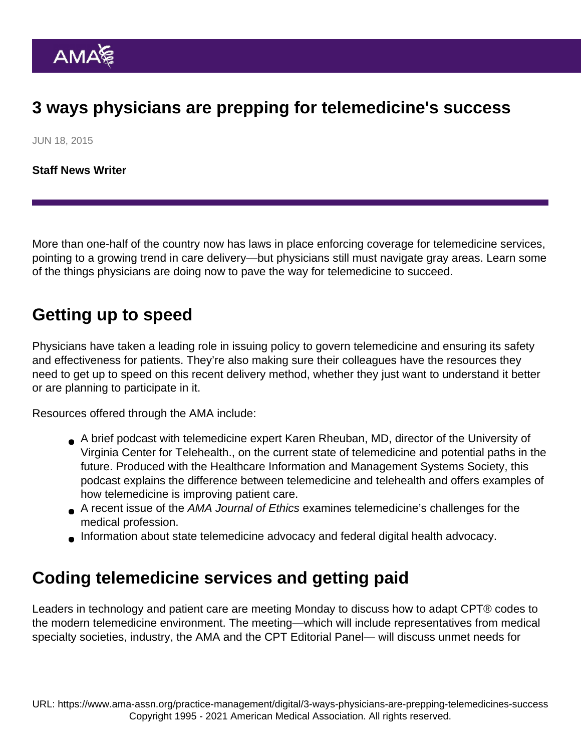# 3 ways physicians are prepping for telemedicine's success

JUN 18, 2015

**Staff News Writer**

More than one-half of the country now has laws in place enforcing coverage for telemedicine services, pointing to a growing trend in care delivery—but physicians still must navigate gray areas. Learn some of the things physicians are doing now to pave the way for telemedicine to succeed.

## Getting up to speed

Physicians have taken a leading role in issuing policy to govern telemedicine and ensuring its safety and effectiveness for patients. They're also making sure their colleagues have the resources they need to get up to speed on this recent delivery method, whether they just want to understand it better or are planning to participate in it.

Resources offered through the AMA include:

- A brief podcast with telemedicine expert Karen Rheuban, MD, director of the University of Virginia Center for Telehealth., on the current state of telemedicine and potential paths in the future. Produced with the Healthcare Information and Management Systems Society, this podcast explains the difference between telemedicine and telehealth and offers examples of how telemedicine is improving patient care.
- A recent issue of the *AMA Journal of Ethics* examines telemedicine's challenges for the medical profession.
- Information about state telemedicine advocacy and federal digital health advocacy.

## Coding telemedicine services and getting paid

Leaders in technology and patient care are meeting Monday to discuss how to adapt CPT® codes to the modern telemedicine environment. The meeting—which will include representatives from medical specialty societies, industry, the AMA and the CPT Editorial Panel— will discuss unmet needs for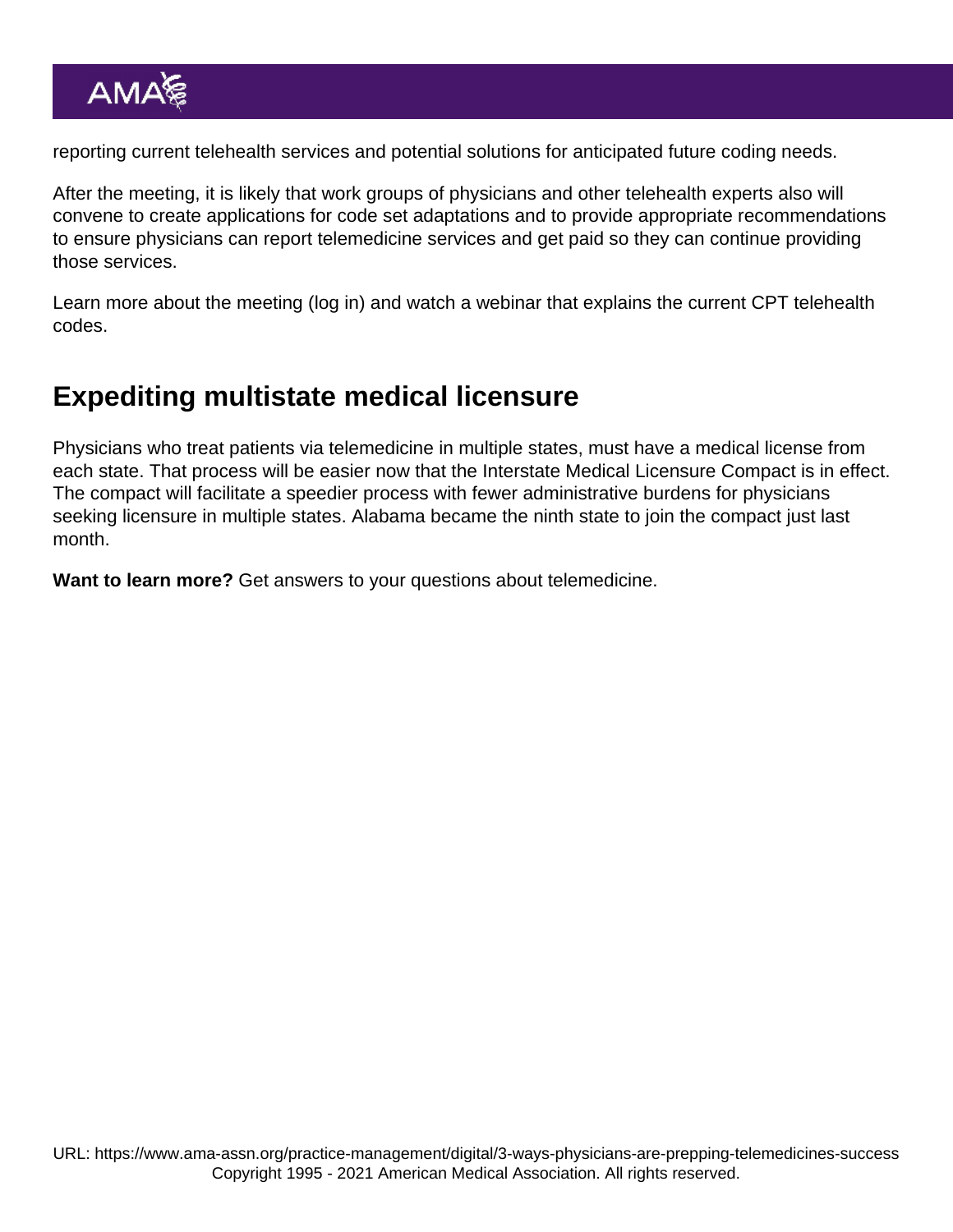reporting current telehealth services and potential solutions for anticipated future coding needs.

After the meeting, it is likely that work groups of physicians and other telehealth experts also will convene to create applications for code set adaptations and to provide appropriate recommendations to ensure physicians can report telemedicine services and get paid so they can continue providing those services.

Learn more about the meeting (log in) and watch a webinar that explains the current CPT telehealth codes.

## Expediting multistate medical licensure

Physicians who treat patients via telemedicine in multiple states, must have a medical license from each state. That process will be easier now that the Interstate Medical Licensure Compact is in effect. The compact will facilitate a speedier process with fewer administrative burdens for physicians seeking licensure in multiple states. Alabama became the ninth state to join the compact just last month.

**Want to learn more?** Get answers to your questions about telemedicine.